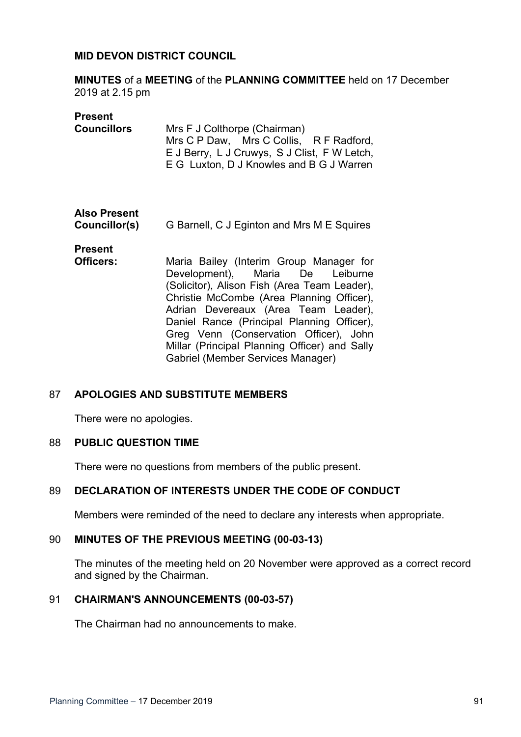**MID DEVON DISTRICT COUNCIL**

**MINUTES** of a **MEETING** of the **PLANNING COMMITTEE** held on 17 December 2019 at 2.15 pm

| | |
|---|---|
| **Present Councillors** | Mrs F J Colthorpe (Chairman) Mrs C P Daw, Mrs C Collis, R F Radford, E J Berry, L J Cruwys, S J Clist, F W Letch, E G Luxton, D J Knowles and B G J Warren |
| **Also Present Councillor(s)** | G Barnell, C J Eginton and Mrs M E Squires |
| **Present Officers:** | Maria Bailey (Interim Group Manager for Development), Maria De Leiburne (Solicitor), Alison Fish (Area Team Leader), Christie McCombe (Area Planning Officer), Adrian Devereaux (Area Team Leader), Daniel Rance (Principal Planning Officer), Greg Venn (Conservation Officer), John Millar (Principal Planning Officer) and Sally Gabriel (Member Services Manager) |

## 87 APOLOGIES AND SUBSTITUTE MEMBERS

There were no apologies.

## 88 PUBLIC QUESTION TIME

There were no questions from members of the public present.

## 89 DECLARATION OF INTERESTS UNDER THE CODE OF CONDUCT

Members were reminded of the need to declare any interests when appropriate.

## 90 MINUTES OF THE PREVIOUS MEETING (00-03-13)

The minutes of the meeting held on 20 November were approved as a correct record and signed by the Chairman.

## 91 CHAIRMAN'S ANNOUNCEMENTS (00-03-57)

The Chairman had no announcements to make.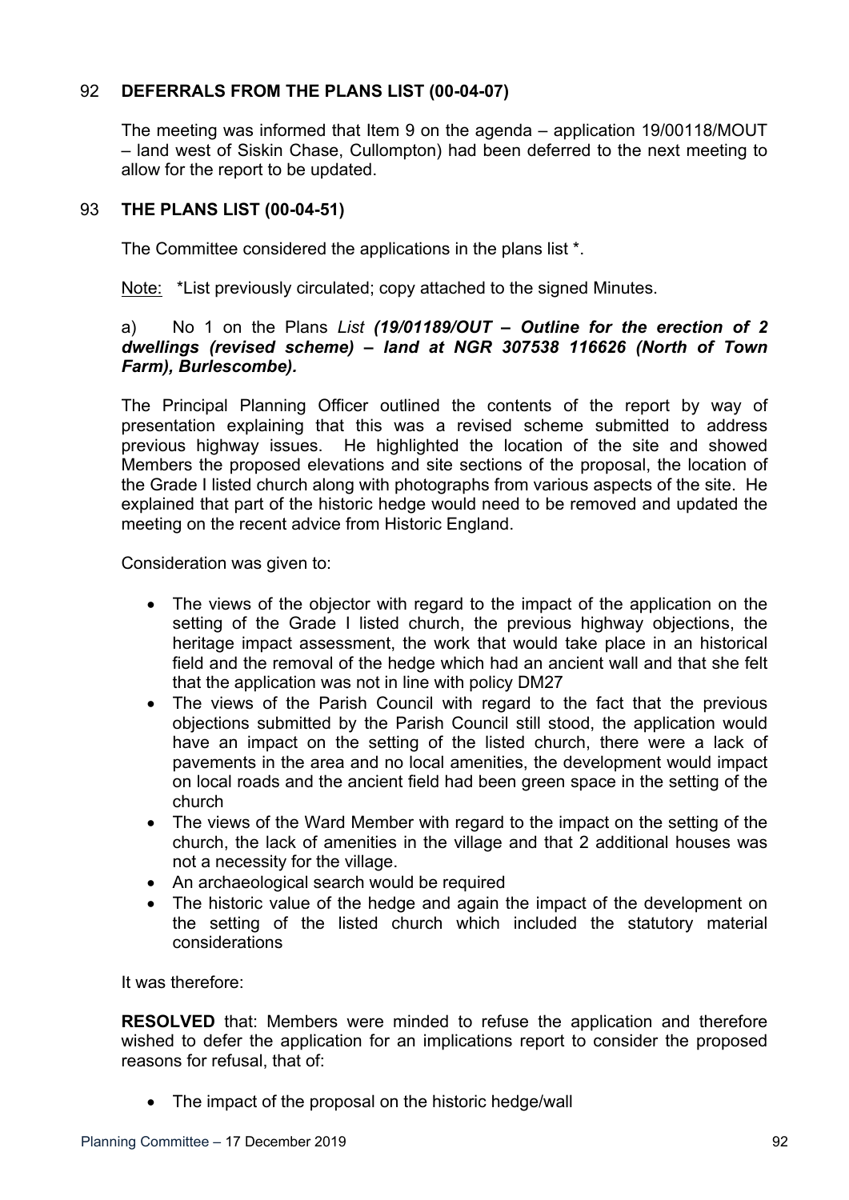## 92 DEFERRALS FROM THE PLANS LIST (00-04-07)

The meeting was informed that Item 9 on the agenda – application 19/00118/MOUT – land west of Siskin Chase, Cullompton) had been deferred to the next meeting to allow for the report to be updated.

## 93 THE PLANS LIST (00-04-51)

The Committee considered the applications in the plans list *.

<u>Note:</u> *List previously circulated; copy attached to the signed Minutes.

a) No 1 on the Plans *List* ***(19/01189/OUT – Outline for the erection of 2 dwellings (revised scheme) – land at NGR 307538 116626 (North of Town Farm), Burlescombe).***

The Principal Planning Officer outlined the contents of the report by way of presentation explaining that this was a revised scheme submitted to address previous highway issues. He highlighted the location of the site and showed Members the proposed elevations and site sections of the proposal, the location of the Grade I listed church along with photographs from various aspects of the site. He explained that part of the historic hedge would need to be removed and updated the meeting on the recent advice from Historic England.

Consideration was given to:

- The views of the objector with regard to the impact of the application on the setting of the Grade I listed church, the previous highway objections, the heritage impact assessment, the work that would take place in an historical field and the removal of the hedge which had an ancient wall and that she felt that the application was not in line with policy DM27
- The views of the Parish Council with regard to the fact that the previous objections submitted by the Parish Council still stood, the application would have an impact on the setting of the listed church, there were a lack of pavements in the area and no local amenities, the development would impact on local roads and the ancient field had been green space in the setting of the church
- The views of the Ward Member with regard to the impact on the setting of the church, the lack of amenities in the village and that 2 additional houses was not a necessity for the village.
- An archaeological search would be required
- The historic value of the hedge and again the impact of the development on the setting of the listed church which included the statutory material considerations

It was therefore:

**RESOLVED** that: Members were minded to refuse the application and therefore wished to defer the application for an implications report to consider the proposed reasons for refusal, that of:

- The impact of the proposal on the historic hedge/wall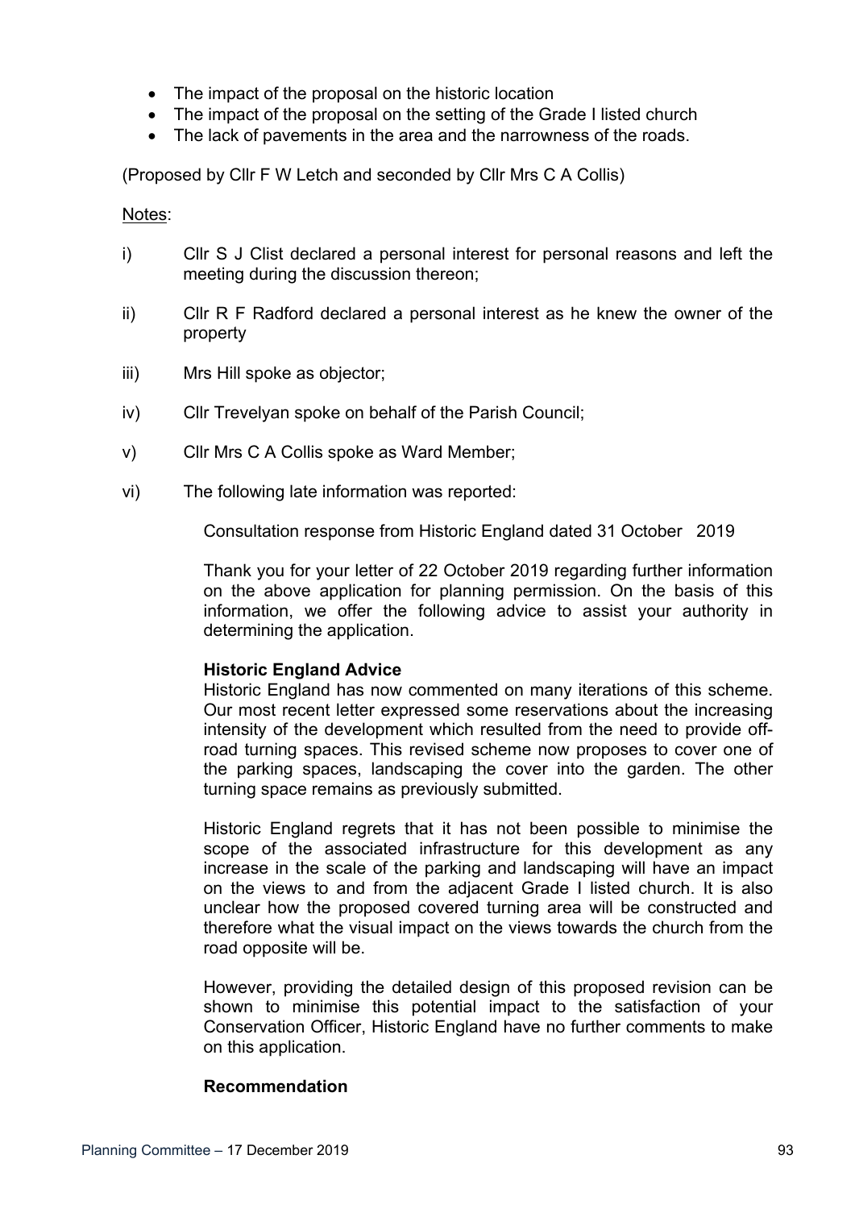- The impact of the proposal on the historic location
- The impact of the proposal on the setting of the Grade I listed church
- The lack of pavements in the area and the narrowness of the roads.

(Proposed by Cllr F W Letch and seconded by Cllr Mrs C A Collis)

Notes:

i) Cllr S J Clist declared a personal interest for personal reasons and left the meeting during the discussion thereon;

ii) Cllr R F Radford declared a personal interest as he knew the owner of the property

iii) Mrs Hill spoke as objector;

iv) Cllr Trevelyan spoke on behalf of the Parish Council;

v) Cllr Mrs C A Collis spoke as Ward Member;

vi) The following late information was reported:

Consultation response from Historic England dated 31 October 2019

Thank you for your letter of 22 October 2019 regarding further information on the above application for planning permission. On the basis of this information, we offer the following advice to assist your authority in determining the application.

**Historic England Advice**
Historic England has now commented on many iterations of this scheme. Our most recent letter expressed some reservations about the increasing intensity of the development which resulted from the need to provide off-road turning spaces. This revised scheme now proposes to cover one of the parking spaces, landscaping the cover into the garden. The other turning space remains as previously submitted.

Historic England regrets that it has not been possible to minimise the scope of the associated infrastructure for this development as any increase in the scale of the parking and landscaping will have an impact on the views to and from the adjacent Grade I listed church. It is also unclear how the proposed covered turning area will be constructed and therefore what the visual impact on the views towards the church from the road opposite will be.

However, providing the detailed design of this proposed revision can be shown to minimise this potential impact to the satisfaction of your Conservation Officer, Historic England have no further comments to make on this application.

**Recommendation**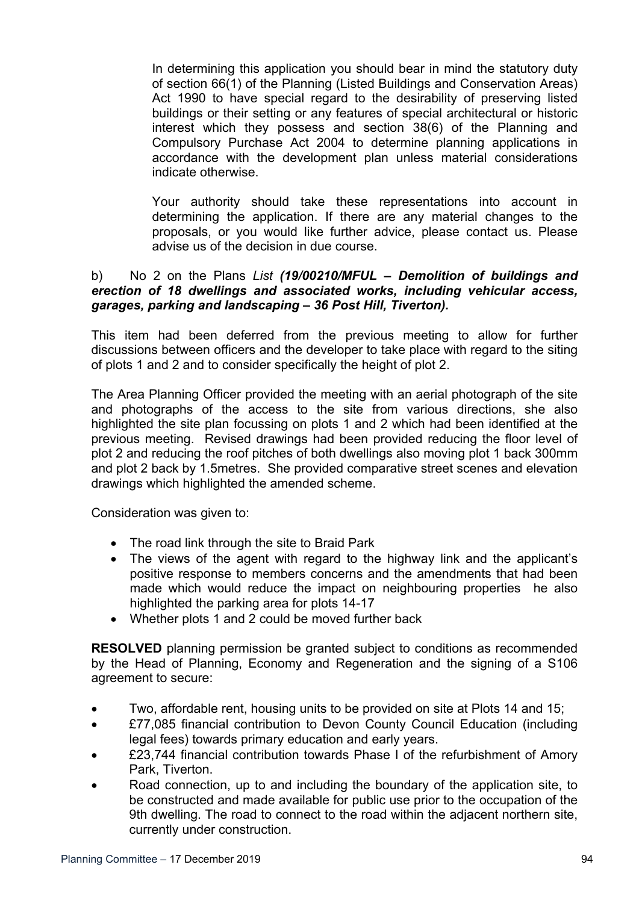In determining this application you should bear in mind the statutory duty of section 66(1) of the Planning (Listed Buildings and Conservation Areas) Act 1990 to have special regard to the desirability of preserving listed buildings or their setting or any features of special architectural or historic interest which they possess and section 38(6) of the Planning and Compulsory Purchase Act 2004 to determine planning applications in accordance with the development plan unless material considerations indicate otherwise.

Your authority should take these representations into account in determining the application. If there are any material changes to the proposals, or you would like further advice, please contact us. Please advise us of the decision in due course.

b) No 2 on the Plans *List* ***(19/00210/MFUL – Demolition of buildings and erection of 18 dwellings and associated works, including vehicular access, garages, parking and landscaping – 36 Post Hill, Tiverton).***

This item had been deferred from the previous meeting to allow for further discussions between officers and the developer to take place with regard to the siting of plots 1 and 2 and to consider specifically the height of plot 2.

The Area Planning Officer provided the meeting with an aerial photograph of the site and photographs of the access to the site from various directions, she also highlighted the site plan focussing on plots 1 and 2 which had been identified at the previous meeting. Revised drawings had been provided reducing the floor level of plot 2 and reducing the roof pitches of both dwellings also moving plot 1 back 300mm and plot 2 back by 1.5metres. She provided comparative street scenes and elevation drawings which highlighted the amended scheme.

Consideration was given to:

- The road link through the site to Braid Park
- The views of the agent with regard to the highway link and the applicant's positive response to members concerns and the amendments that had been made which would reduce the impact on neighbouring properties he also highlighted the parking area for plots 14-17
- Whether plots 1 and 2 could be moved further back

**RESOLVED** planning permission be granted subject to conditions as recommended by the Head of Planning, Economy and Regeneration and the signing of a S106 agreement to secure:

- Two, affordable rent, housing units to be provided on site at Plots 14 and 15;
- £77,085 financial contribution to Devon County Council Education (including legal fees) towards primary education and early years.
- £23,744 financial contribution towards Phase I of the refurbishment of Amory Park, Tiverton.
- Road connection, up to and including the boundary of the application site, to be constructed and made available for public use prior to the occupation of the 9th dwelling. The road to connect to the road within the adjacent northern site, currently under construction.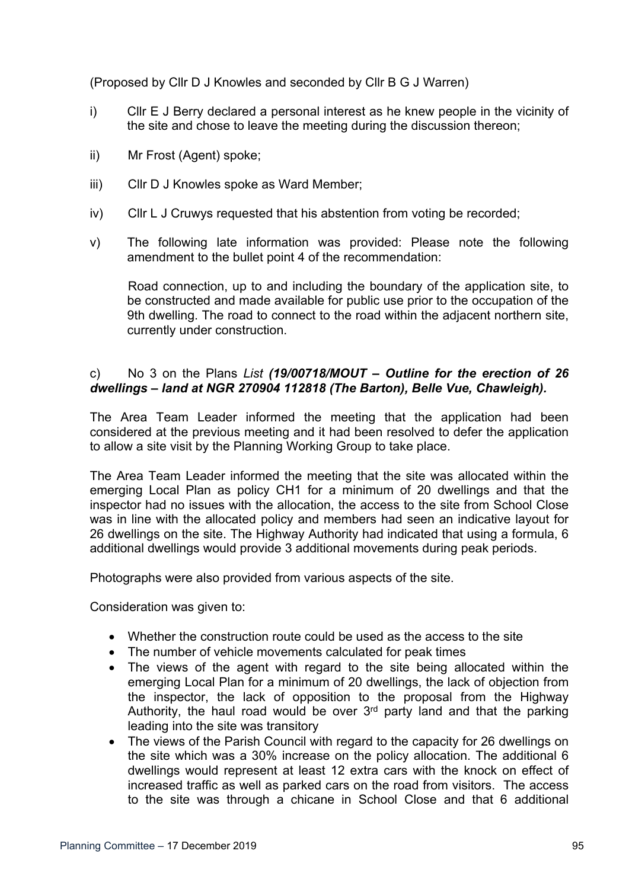(Proposed by Cllr D J Knowles and seconded by Cllr B G J Warren)

i) Cllr E J Berry declared a personal interest as he knew people in the vicinity of the site and chose to leave the meeting during the discussion thereon;

ii) Mr Frost (Agent) spoke;

iii) Cllr D J Knowles spoke as Ward Member;

iv) Cllr L J Cruwys requested that his abstention from voting be recorded;

v) The following late information was provided: Please note the following amendment to the bullet point 4 of the recommendation:

Road connection, up to and including the boundary of the application site, to be constructed and made available for public use prior to the occupation of the 9th dwelling. The road to connect to the road within the adjacent northern site, currently under construction.

c) No 3 on the Plans *List* ***(19/00718/MOUT – Outline for the erection of 26 dwellings – land at NGR 270904 112818 (The Barton), Belle Vue, Chawleigh).***

The Area Team Leader informed the meeting that the application had been considered at the previous meeting and it had been resolved to defer the application to allow a site visit by the Planning Working Group to take place.

The Area Team Leader informed the meeting that the site was allocated within the emerging Local Plan as policy CH1 for a minimum of 20 dwellings and that the inspector had no issues with the allocation, the access to the site from School Close was in line with the allocated policy and members had seen an indicative layout for 26 dwellings on the site. The Highway Authority had indicated that using a formula, 6 additional dwellings would provide 3 additional movements during peak periods.

Photographs were also provided from various aspects of the site.

Consideration was given to:

- Whether the construction route could be used as the access to the site
- The number of vehicle movements calculated for peak times
- The views of the agent with regard to the site being allocated within the emerging Local Plan for a minimum of 20 dwellings, the lack of objection from the inspector, the lack of opposition to the proposal from the Highway Authority, the haul road would be over 3rd party land and that the parking leading into the site was transitory
- The views of the Parish Council with regard to the capacity for 26 dwellings on the site which was a 30% increase on the policy allocation. The additional 6 dwellings would represent at least 12 extra cars with the knock on effect of increased traffic as well as parked cars on the road from visitors. The access to the site was through a chicane in School Close and that 6 additional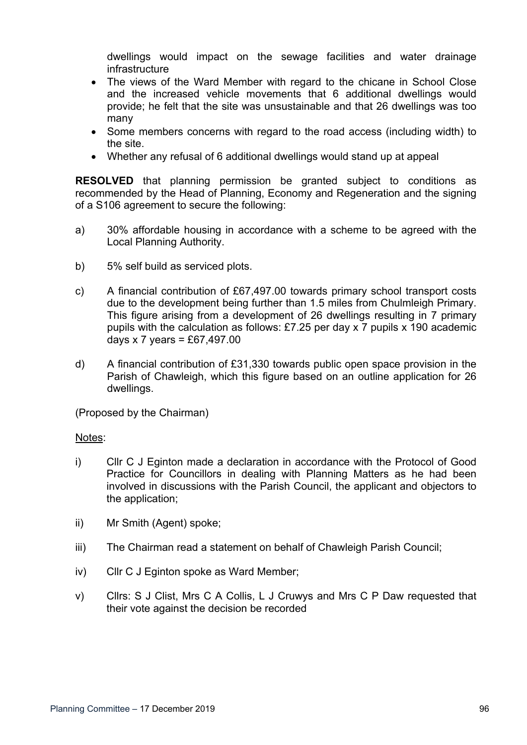dwellings would impact on the sewage facilities and water drainage infrastructure

- The views of the Ward Member with regard to the chicane in School Close and the increased vehicle movements that 6 additional dwellings would provide; he felt that the site was unsustainable and that 26 dwellings was too many
- Some members concerns with regard to the road access (including width) to the site.
- Whether any refusal of 6 additional dwellings would stand up at appeal

**RESOLVED** that planning permission be granted subject to conditions as recommended by the Head of Planning, Economy and Regeneration and the signing of a S106 agreement to secure the following:

a) 30% affordable housing in accordance with a scheme to be agreed with the Local Planning Authority.

b) 5% self build as serviced plots.

c) A financial contribution of £67,497.00 towards primary school transport costs due to the development being further than 1.5 miles from Chulmleigh Primary. This figure arising from a development of 26 dwellings resulting in 7 primary pupils with the calculation as follows: £7.25 per day x 7 pupils x 190 academic days x 7 years = £67,497.00

d) A financial contribution of £31,330 towards public open space provision in the Parish of Chawleigh, which this figure based on an outline application for 26 dwellings.

(Proposed by the Chairman)

Notes:

i) Cllr C J Eginton made a declaration in accordance with the Protocol of Good Practice for Councillors in dealing with Planning Matters as he had been involved in discussions with the Parish Council, the applicant and objectors to the application;

ii) Mr Smith (Agent) spoke;

iii) The Chairman read a statement on behalf of Chawleigh Parish Council;

iv) Cllr C J Eginton spoke as Ward Member;

v) Cllrs: S J Clist, Mrs C A Collis, L J Cruwys and Mrs C P Daw requested that their vote against the decision be recorded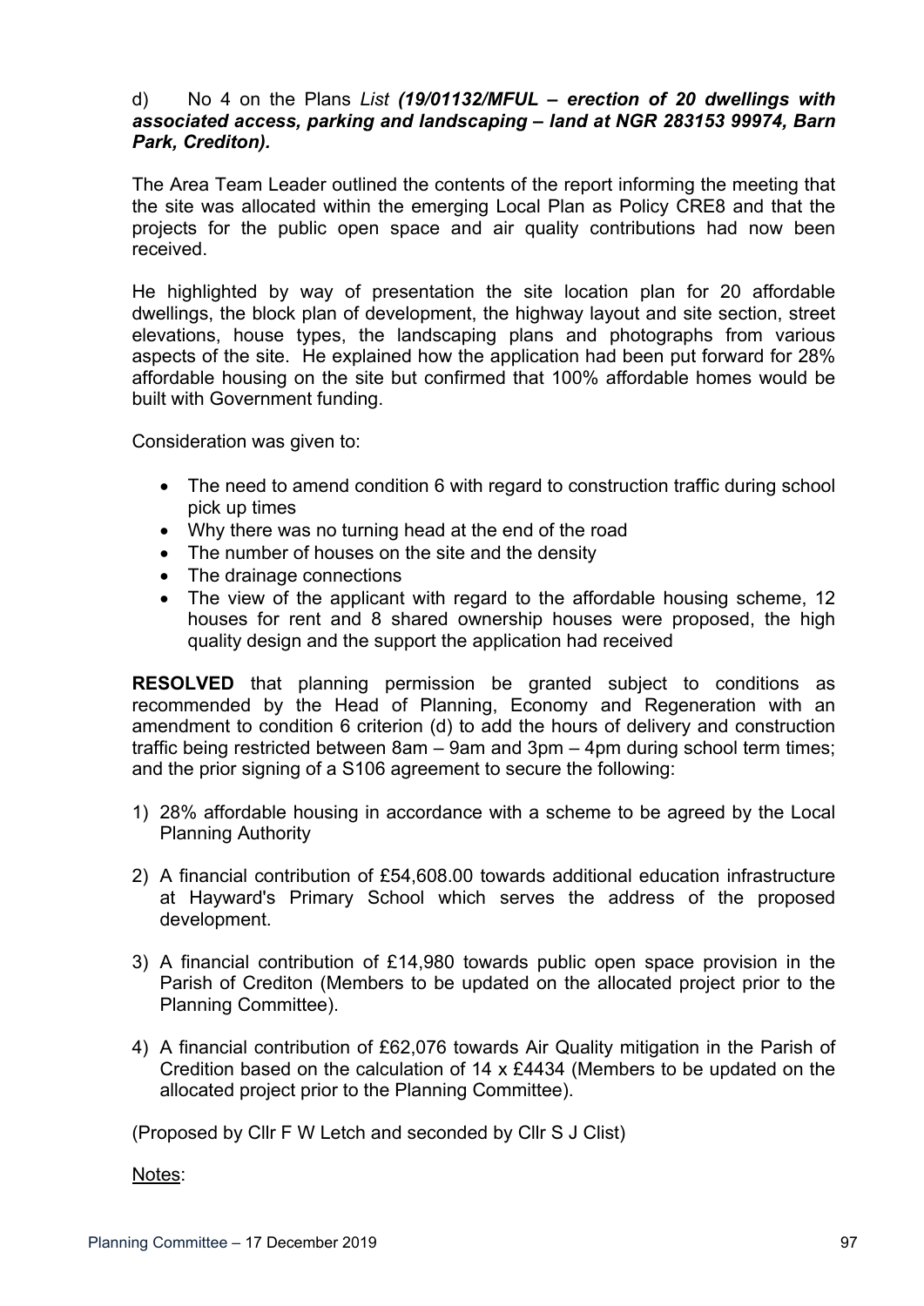d) No 4 on the Plans *List* ***(19/01132/MFUL – erection of 20 dwellings with associated access, parking and landscaping – land at NGR 283153 99974, Barn Park, Crediton).***

The Area Team Leader outlined the contents of the report informing the meeting that the site was allocated within the emerging Local Plan as Policy CRE8 and that the projects for the public open space and air quality contributions had now been received.

He highlighted by way of presentation the site location plan for 20 affordable dwellings, the block plan of development, the highway layout and site section, street elevations, house types, the landscaping plans and photographs from various aspects of the site. He explained how the application had been put forward for 28% affordable housing on the site but confirmed that 100% affordable homes would be built with Government funding.

Consideration was given to:

- The need to amend condition 6 with regard to construction traffic during school pick up times
- Why there was no turning head at the end of the road
- The number of houses on the site and the density
- The drainage connections
- The view of the applicant with regard to the affordable housing scheme, 12 houses for rent and 8 shared ownership houses were proposed, the high quality design and the support the application had received

**RESOLVED** that planning permission be granted subject to conditions as recommended by the Head of Planning, Economy and Regeneration with an amendment to condition 6 criterion (d) to add the hours of delivery and construction traffic being restricted between 8am – 9am and 3pm – 4pm during school term times; and the prior signing of a S106 agreement to secure the following:

1) 28% affordable housing in accordance with a scheme to be agreed by the Local Planning Authority

2) A financial contribution of £54,608.00 towards additional education infrastructure at Hayward's Primary School which serves the address of the proposed development.

3) A financial contribution of £14,980 towards public open space provision in the Parish of Crediton (Members to be updated on the allocated project prior to the Planning Committee).

4) A financial contribution of £62,076 towards Air Quality mitigation in the Parish of Credition based on the calculation of 14 x £4434 (Members to be updated on the allocated project prior to the Planning Committee).

(Proposed by Cllr F W Letch and seconded by Cllr S J Clist)

Notes: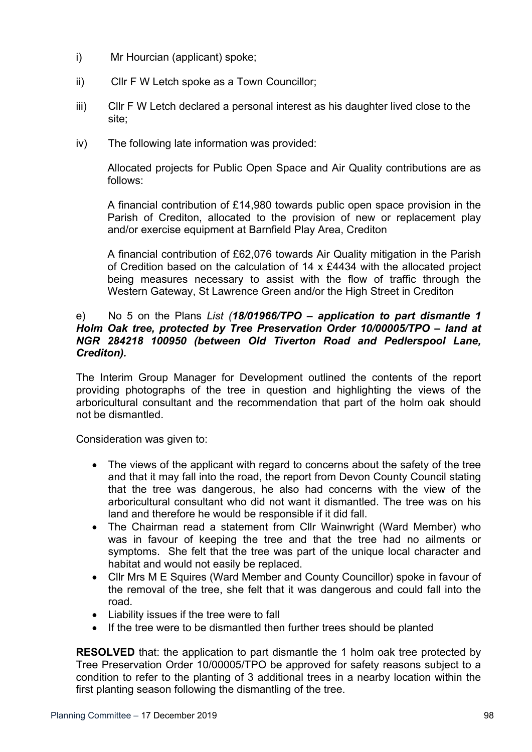i) Mr Hourcian (applicant) spoke;

ii) Cllr F W Letch spoke as a Town Councillor;

iii) Cllr F W Letch declared a personal interest as his daughter lived close to the site;

iv) The following late information was provided:

Allocated projects for Public Open Space and Air Quality contributions are as follows:

A financial contribution of £14,980 towards public open space provision in the Parish of Crediton, allocated to the provision of new or replacement play and/or exercise equipment at Barnfield Play Area, Crediton

A financial contribution of £62,076 towards Air Quality mitigation in the Parish of Credition based on the calculation of 14 x £4434 with the allocated project being measures necessary to assist with the flow of traffic through the Western Gateway, St Lawrence Green and/or the High Street in Crediton

e) No 5 on the Plans *List (**18/01966/TPO – application to part dismantle 1 Holm Oak tree, protected by Tree Preservation Order 10/00005/TPO – land at NGR 284218 100950 (between Old Tiverton Road and Pedlerspool Lane, Crediton).***

The Interim Group Manager for Development outlined the contents of the report providing photographs of the tree in question and highlighting the views of the arboricultural consultant and the recommendation that part of the holm oak should not be dismantled.

Consideration was given to:

- The views of the applicant with regard to concerns about the safety of the tree and that it may fall into the road, the report from Devon County Council stating that the tree was dangerous, he also had concerns with the view of the arboricultural consultant who did not want it dismantled. The tree was on his land and therefore he would be responsible if it did fall.
- The Chairman read a statement from Cllr Wainwright (Ward Member) who was in favour of keeping the tree and that the tree had no ailments or symptoms. She felt that the tree was part of the unique local character and habitat and would not easily be replaced.
- Cllr Mrs M E Squires (Ward Member and County Councillor) spoke in favour of the removal of the tree, she felt that it was dangerous and could fall into the road.
- Liability issues if the tree were to fall
- If the tree were to be dismantled then further trees should be planted

**RESOLVED** that: the application to part dismantle the 1 holm oak tree protected by Tree Preservation Order 10/00005/TPO be approved for safety reasons subject to a condition to refer to the planting of 3 additional trees in a nearby location within the first planting season following the dismantling of the tree.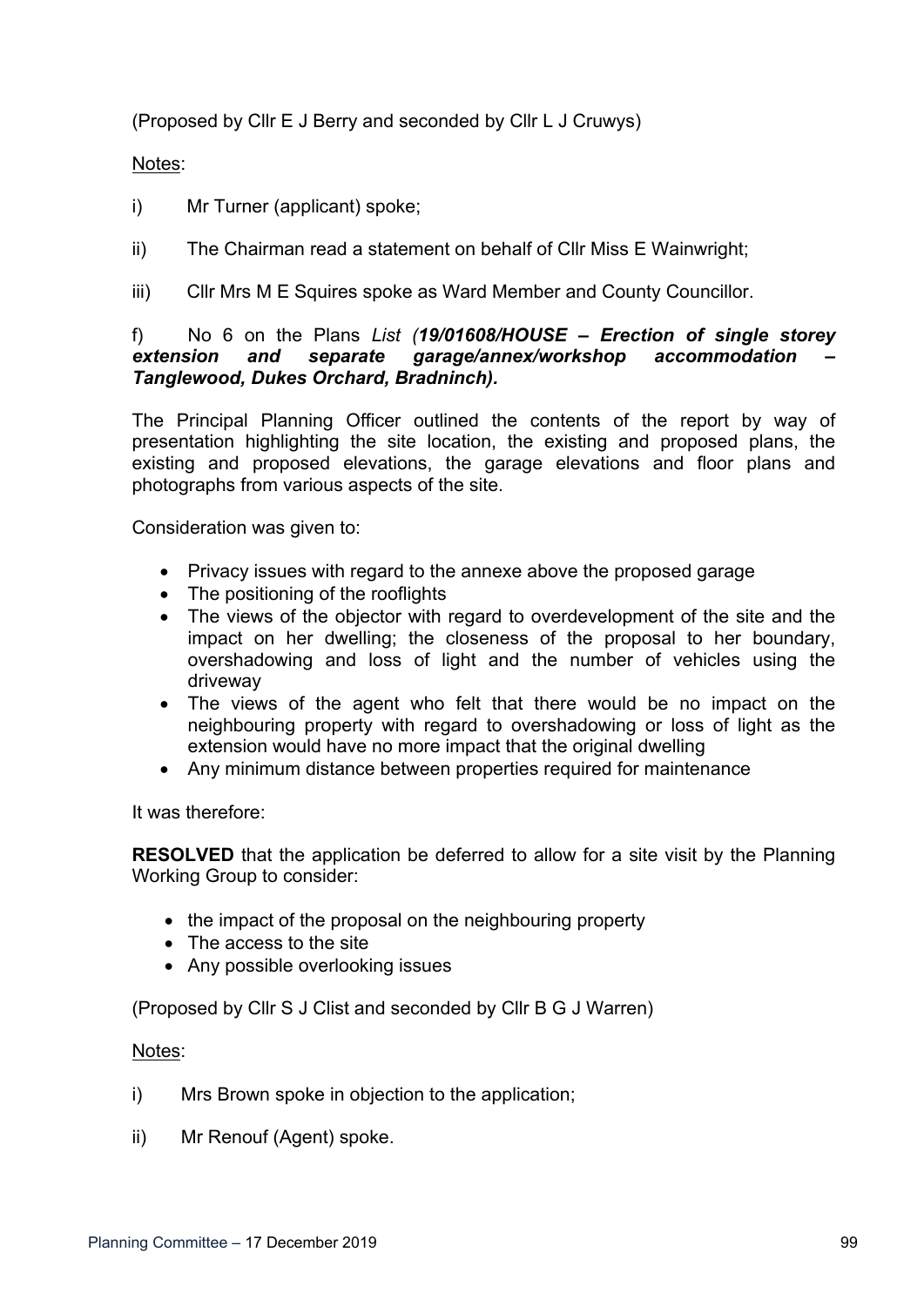(Proposed by Cllr E J Berry and seconded by Cllr L J Cruwys)

Notes:

i) Mr Turner (applicant) spoke;

ii) The Chairman read a statement on behalf of Cllr Miss E Wainwright;

iii) Cllr Mrs M E Squires spoke as Ward Member and County Councillor.

f) No 6 on the Plans *List (**19/01608/HOUSE – Erection of single storey extension and separate garage/annex/workshop accommodation – Tanglewood, Dukes Orchard, Bradninch).***

The Principal Planning Officer outlined the contents of the report by way of presentation highlighting the site location, the existing and proposed plans, the existing and proposed elevations, the garage elevations and floor plans and photographs from various aspects of the site.

Consideration was given to:

- Privacy issues with regard to the annexe above the proposed garage
- The positioning of the rooflights
- The views of the objector with regard to overdevelopment of the site and the impact on her dwelling; the closeness of the proposal to her boundary, overshadowing and loss of light and the number of vehicles using the driveway
- The views of the agent who felt that there would be no impact on the neighbouring property with regard to overshadowing or loss of light as the extension would have no more impact that the original dwelling
- Any minimum distance between properties required for maintenance

It was therefore:

**RESOLVED** that the application be deferred to allow for a site visit by the Planning Working Group to consider:

- the impact of the proposal on the neighbouring property
- The access to the site
- Any possible overlooking issues

(Proposed by Cllr S J Clist and seconded by Cllr B G J Warren)

Notes:

i) Mrs Brown spoke in objection to the application;

ii) Mr Renouf (Agent) spoke.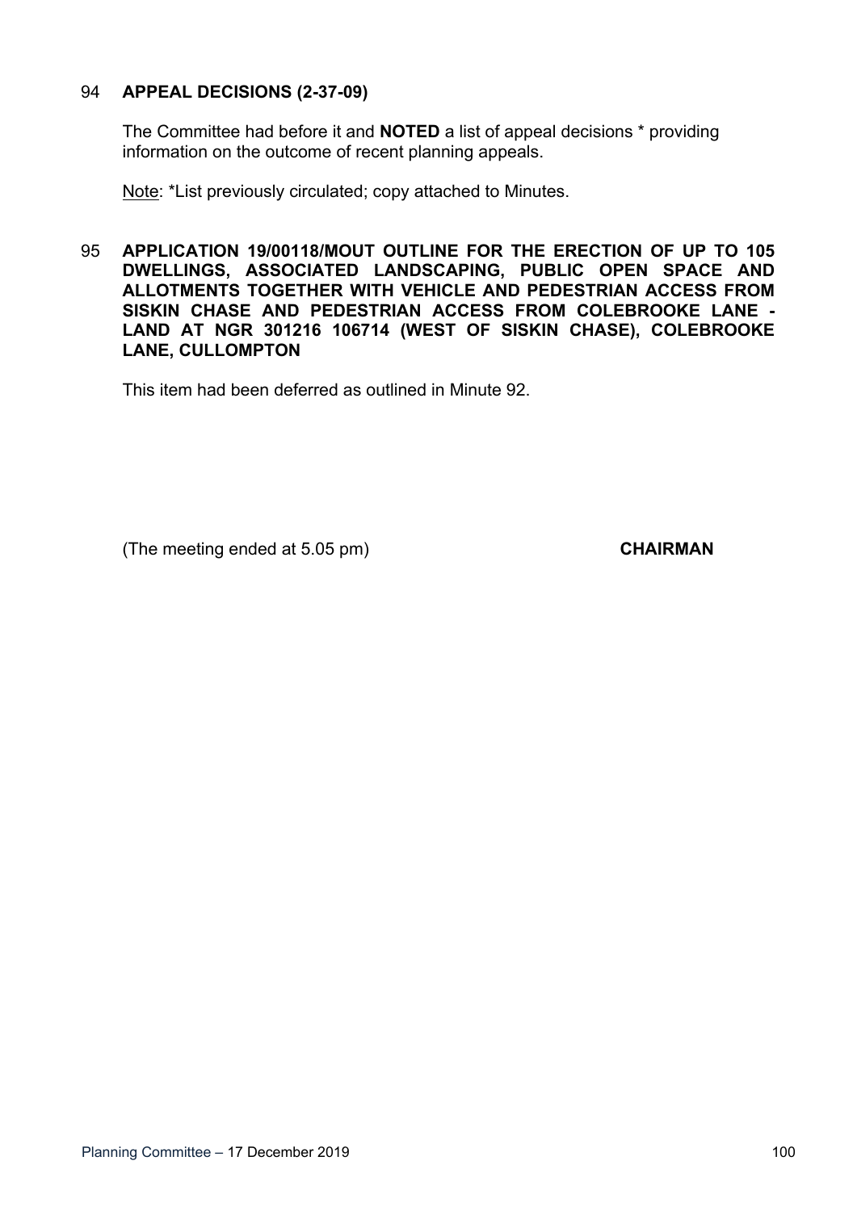## 94 APPEAL DECISIONS (2-37-09)

The Committee had before it and **NOTED** a list of appeal decisions * providing information on the outcome of recent planning appeals.

Note: *List previously circulated; copy attached to Minutes.

## 95 APPLICATION 19/00118/MOUT OUTLINE FOR THE ERECTION OF UP TO 105 DWELLINGS, ASSOCIATED LANDSCAPING, PUBLIC OPEN SPACE AND ALLOTMENTS TOGETHER WITH VEHICLE AND PEDESTRIAN ACCESS FROM SISKIN CHASE AND PEDESTRIAN ACCESS FROM COLEBROOKE LANE - LAND AT NGR 301216 106714 (WEST OF SISKIN CHASE), COLEBROOKE LANE, CULLOMPTON

This item had been deferred as outlined in Minute 92.

(The meeting ended at 5.05 pm) **CHAIRMAN**